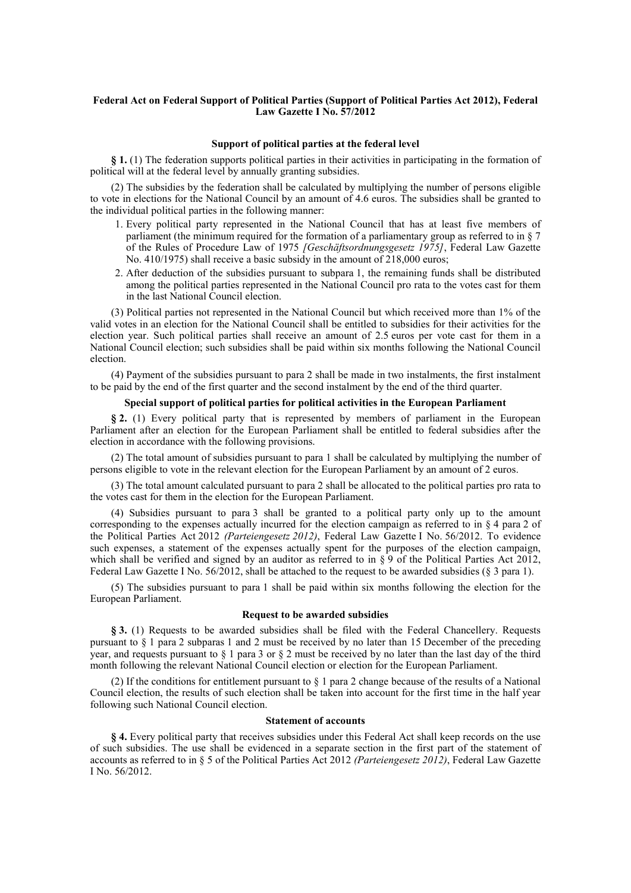**Federal Act on Federal Support of Political Parties (Support of Political Parties Act 2012), Federal Law Gazette I No. 57/2012**

### Support of political parties at the federal level

**§ 1.** (1) The federation supports political parties in their activities in participating in the formation of political will at the federal level by annually granting subsidies.

(2) The subsidies by the federation shall be calculated by multiplying the number of persons eligible to vote in elections for the National Council by an amount of 4.6 euros. The subsidies shall be granted to the individual political parties in the following manner:

1. Every political party represented in the National Council that has at least five members of parliament (the minimum required for the formation of a parliamentary group as referred to in § 7 of the Rules of Procedure Law of 1975 *[Geschäftsordnungsgesetz 1975]*, Federal Law Gazette No. 410/1975) shall receive a basic subsidy in the amount of 218,000 euros;
2. After deduction of the subsidies pursuant to subpara 1, the remaining funds shall be distributed among the political parties represented in the National Council pro rata to the votes cast for them in the last National Council election.

(3) Political parties not represented in the National Council but which received more than 1% of the valid votes in an election for the National Council shall be entitled to subsidies for their activities for the election year. Such political parties shall receive an amount of 2.5 euros per vote cast for them in a National Council election; such subsidies shall be paid within six months following the National Council election.

(4) Payment of the subsidies pursuant to para 2 shall be made in two instalments, the first instalment to be paid by the end of the first quarter and the second instalment by the end of the third quarter.

### Special support of political parties for political activities in the European Parliament

**§ 2.** (1) Every political party that is represented by members of parliament in the European Parliament after an election for the European Parliament shall be entitled to federal subsidies after the election in accordance with the following provisions.

(2) The total amount of subsidies pursuant to para 1 shall be calculated by multiplying the number of persons eligible to vote in the relevant election for the European Parliament by an amount of 2 euros.

(3) The total amount calculated pursuant to para 2 shall be allocated to the political parties pro rata to the votes cast for them in the election for the European Parliament.

(4) Subsidies pursuant to para 3 shall be granted to a political party only up to the amount corresponding to the expenses actually incurred for the election campaign as referred to in § 4 para 2 of the Political Parties Act 2012 *(Parteiengesetz 2012)*, Federal Law Gazette I No. 56/2012. To evidence such expenses, a statement of the expenses actually spent for the purposes of the election campaign, which shall be verified and signed by an auditor as referred to in § 9 of the Political Parties Act 2012, Federal Law Gazette I No. 56/2012, shall be attached to the request to be awarded subsidies (§ 3 para 1).

(5) The subsidies pursuant to para 1 shall be paid within six months following the election for the European Parliament.

### Request to be awarded subsidies

**§ 3.** (1) Requests to be awarded subsidies shall be filed with the Federal Chancellery. Requests pursuant to § 1 para 2 subparas 1 and 2 must be received by no later than 15 December of the preceding year, and requests pursuant to § 1 para 3 or § 2 must be received by no later than the last day of the third month following the relevant National Council election or election for the European Parliament.

(2) If the conditions for entitlement pursuant to § 1 para 2 change because of the results of a National Council election, the results of such election shall be taken into account for the first time in the half year following such National Council election.

### Statement of accounts

**§ 4.** Every political party that receives subsidies under this Federal Act shall keep records on the use of such subsidies. The use shall be evidenced in a separate section in the first part of the statement of accounts as referred to in § 5 of the Political Parties Act 2012 *(Parteiengesetz 2012)*, Federal Law Gazette I No. 56/2012.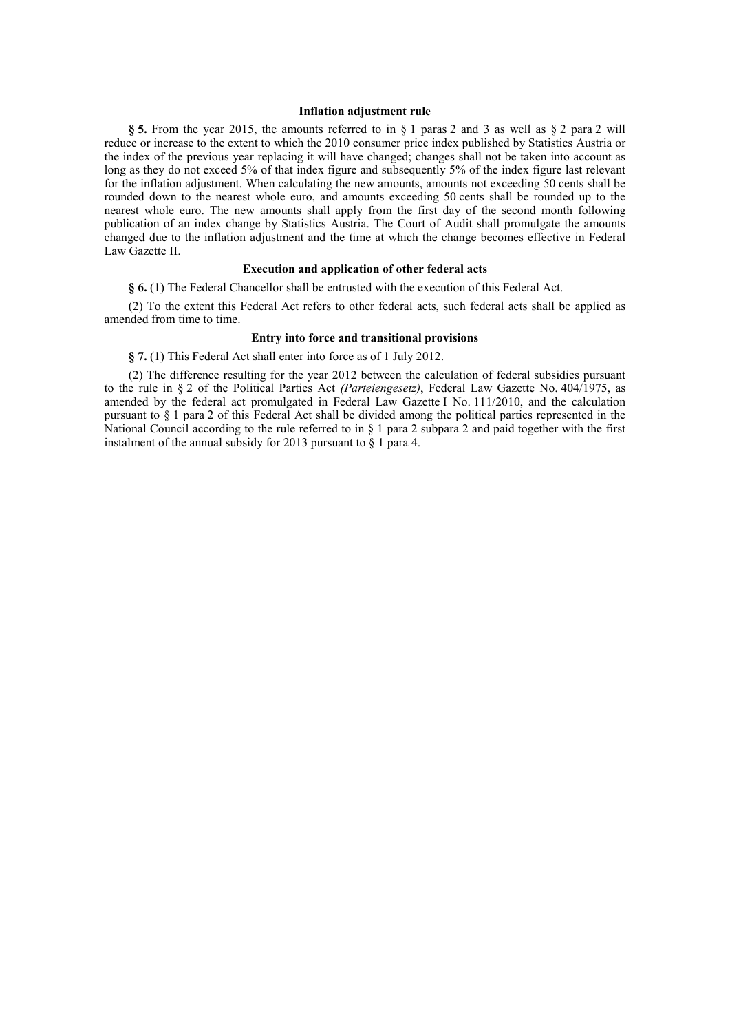### Inflation adjustment rule

**§ 5.** From the year 2015, the amounts referred to in § 1 paras 2 and 3 as well as § 2 para 2 will reduce or increase to the extent to which the 2010 consumer price index published by Statistics Austria or the index of the previous year replacing it will have changed; changes shall not be taken into account as long as they do not exceed 5% of that index figure and subsequently 5% of the index figure last relevant for the inflation adjustment. When calculating the new amounts, amounts not exceeding 50 cents shall be rounded down to the nearest whole euro, and amounts exceeding 50 cents shall be rounded up to the nearest whole euro. The new amounts shall apply from the first day of the second month following publication of an index change by Statistics Austria. The Court of Audit shall promulgate the amounts changed due to the inflation adjustment and the time at which the change becomes effective in Federal Law Gazette II.

### Execution and application of other federal acts

**§ 6.** (1) The Federal Chancellor shall be entrusted with the execution of this Federal Act.

(2) To the extent this Federal Act refers to other federal acts, such federal acts shall be applied as amended from time to time.

### Entry into force and transitional provisions

**§ 7.** (1) This Federal Act shall enter into force as of 1 July 2012.

(2) The difference resulting for the year 2012 between the calculation of federal subsidies pursuant to the rule in § 2 of the Political Parties Act *(Parteiengesetz)*, Federal Law Gazette No. 404/1975, as amended by the federal act promulgated in Federal Law Gazette I No. 111/2010, and the calculation pursuant to § 1 para 2 of this Federal Act shall be divided among the political parties represented in the National Council according to the rule referred to in § 1 para 2 subpara 2 and paid together with the first instalment of the annual subsidy for 2013 pursuant to § 1 para 4.